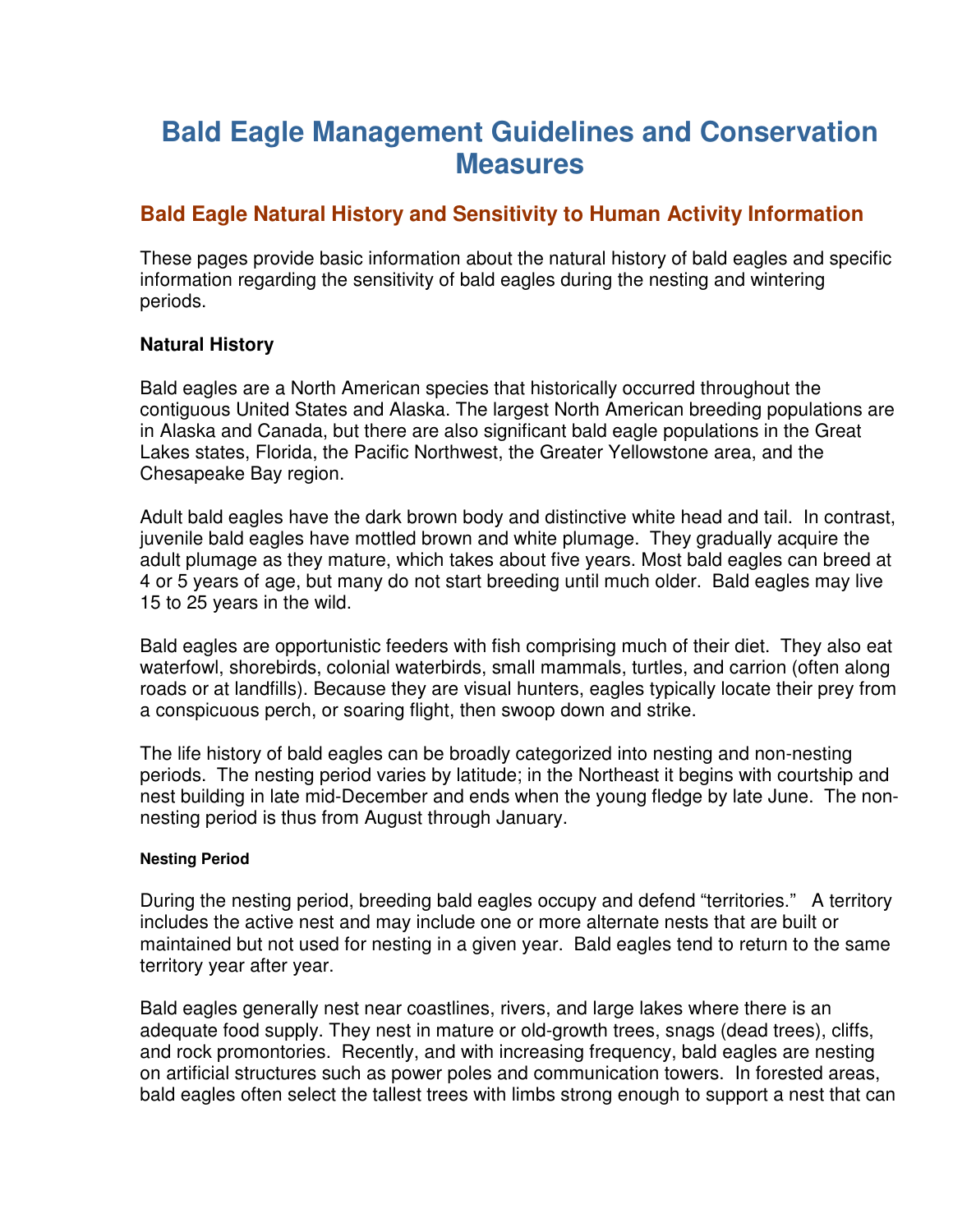# Bald Eagle Management Guidelines and Conservation Measures

## Bald Eagle Natural History and Sensitivity to Human Activity Information

These pages provide basic information about the natural history of bald eagles and specific information regarding the sensitivity of bald eagles during the nesting and wintering periods.

### Natural History

Bald eagles are a North American species that historically occurred throughout the contiguous United States and Alaska. The largest North American breeding populations are in Alaska and Canada, but there are also significant bald eagle populations in the Great Lakes states, Florida, the Pacific Northwest, the Greater Yellowstone area, and the Chesapeake Bay region.

Adult bald eagles have the dark brown body and distinctive white head and tail. In contrast, juvenile bald eagles have mottled brown and white plumage. They gradually acquire the adult plumage as they mature, which takes about five years. Most bald eagles can breed at 4 or 5 years of age, but many do not start breeding until much older. Bald eagles may live 15 to 25 years in the wild.

Bald eagles are opportunistic feeders with fish comprising much of their diet. They also eat waterfowl, shorebirds, colonial waterbirds, small mammals, turtles, and carrion (often along roads or at landfills). Because they are visual hunters, eagles typically locate their prey from a conspicuous perch, or soaring flight, then swoop down and strike.

The life history of bald eagles can be broadly categorized into nesting and non-nesting periods. The nesting period varies by latitude; in the Northeast it begins with courtship and nest building in late mid-December and ends when the young fledge by late June. The non-nesting period is thus from August through January.

#### Nesting Period

During the nesting period, breeding bald eagles occupy and defend "territories." A territory includes the active nest and may include one or more alternate nests that are built or maintained but not used for nesting in a given year. Bald eagles tend to return to the same territory year after year.

Bald eagles generally nest near coastlines, rivers, and large lakes where there is an adequate food supply. They nest in mature or old-growth trees, snags (dead trees), cliffs, and rock promontories. Recently, and with increasing frequency, bald eagles are nesting on artificial structures such as power poles and communication towers. In forested areas, bald eagles often select the tallest trees with limbs strong enough to support a nest that can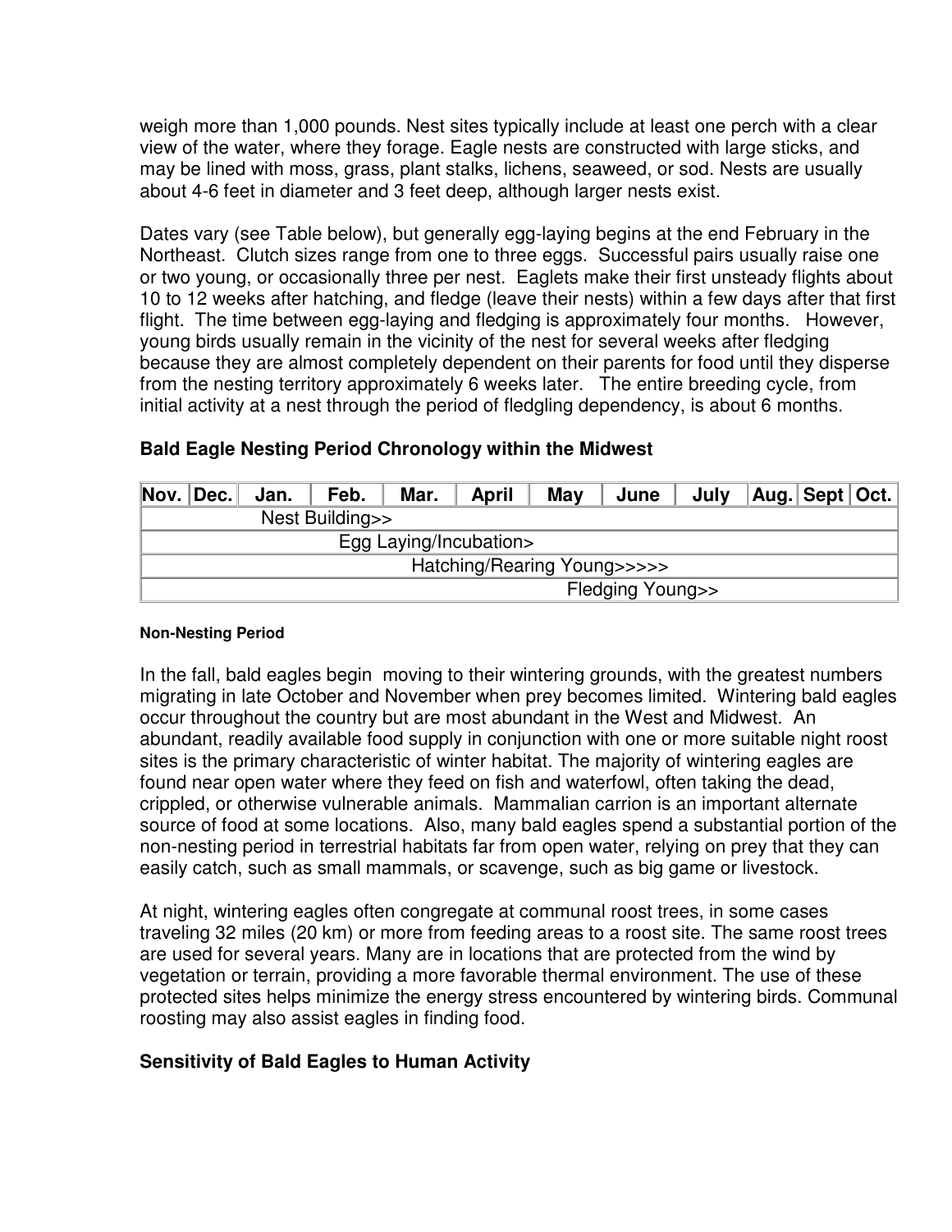weigh more than 1,000 pounds. Nest sites typically include at least one perch with a clear view of the water, where they forage. Eagle nests are constructed with large sticks, and may be lined with moss, grass, plant stalks, lichens, seaweed, or sod. Nests are usually about 4-6 feet in diameter and 3 feet deep, although larger nests exist.

Dates vary (see Table below), but generally egg-laying begins at the end February in the Northeast. Clutch sizes range from one to three eggs. Successful pairs usually raise one or two young, or occasionally three per nest. Eaglets make their first unsteady flights about 10 to 12 weeks after hatching, and fledge (leave their nests) within a few days after that first flight. The time between egg-laying and fledging is approximately four months. However, young birds usually remain in the vicinity of the nest for several weeks after fledging because they are almost completely dependent on their parents for food until they disperse from the nesting territory approximately 6 weeks later. The entire breeding cycle, from initial activity at a nest through the period of fledgling dependency, is about 6 months.

## Bald Eagle Nesting Period Chronology within the Midwest

| Nov. | Dec. | Jan. | Feb. | Mar. | April | May | June | July | Aug. | Sept | Oct. |
|---|---|---|---|---|---|---|---|---|---|---|---|
| | | Nest Building>> | | | | | | | | | |
| | | | Egg Laying/Incubation> | | | | | | | | |
| | | | | Hatching/Rearing Young>>>>> | | | | | | | |
| | | | | | | Fledging Young>> | | | | | |

#### Non-Nesting Period

In the fall, bald eagles begin moving to their wintering grounds, with the greatest numbers migrating in late October and November when prey becomes limited. Wintering bald eagles occur throughout the country but are most abundant in the West and Midwest. An abundant, readily available food supply in conjunction with one or more suitable night roost sites is the primary characteristic of winter habitat. The majority of wintering eagles are found near open water where they feed on fish and waterfowl, often taking the dead, crippled, or otherwise vulnerable animals. Mammalian carrion is an important alternate source of food at some locations. Also, many bald eagles spend a substantial portion of the non-nesting period in terrestrial habitats far from open water, relying on prey that they can easily catch, such as small mammals, or scavenge, such as big game or livestock.

At night, wintering eagles often congregate at communal roost trees, in some cases traveling 32 miles (20 km) or more from feeding areas to a roost site. The same roost trees are used for several years. Many are in locations that are protected from the wind by vegetation or terrain, providing a more favorable thermal environment. The use of these protected sites helps minimize the energy stress encountered by wintering birds. Communal roosting may also assist eagles in finding food.

### Sensitivity of Bald Eagles to Human Activity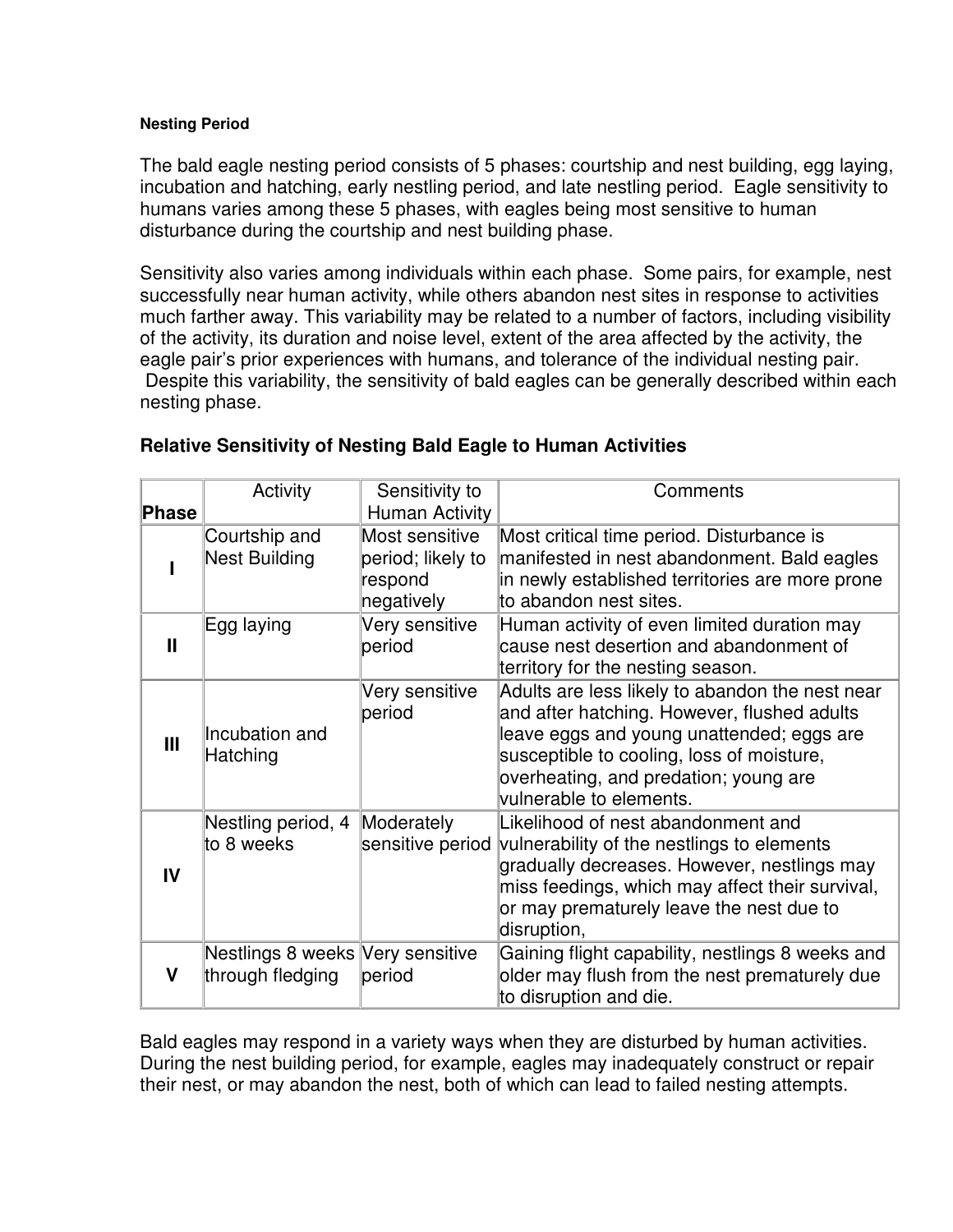**Nesting Period**

The bald eagle nesting period consists of 5 phases: courtship and nest building, egg laying, incubation and hatching, early nestling period, and late nestling period. Eagle sensitivity to humans varies among these 5 phases, with eagles being most sensitive to human disturbance during the courtship and nest building phase.

Sensitivity also varies among individuals within each phase. Some pairs, for example, nest successfully near human activity, while others abandon nest sites in response to activities much farther away. This variability may be related to a number of factors, including visibility of the activity, its duration and noise level, extent of the area affected by the activity, the eagle pair's prior experiences with humans, and tolerance of the individual nesting pair. Despite this variability, the sensitivity of bald eagles can be generally described within each nesting phase.

## Relative Sensitivity of Nesting Bald Eagle to Human Activities

| Phase | Activity | Sensitivity to Human Activity | Comments |
|---|---|---|---|
| **I** | Courtship and Nest Building | Most sensitive period; likely to respond negatively | Most critical time period. Disturbance is manifested in nest abandonment. Bald eagles in newly established territories are more prone to abandon nest sites. |
| **II** | Egg laying | Very sensitive period | Human activity of even limited duration may cause nest desertion and abandonment of territory for the nesting season. |
| **III** | Incubation and Hatching | Very sensitive period | Adults are less likely to abandon the nest near and after hatching. However, flushed adults leave eggs and young unattended; eggs are susceptible to cooling, loss of moisture, overheating, and predation; young are vulnerable to elements. |
| **IV** | Nestling period, 4 to 8 weeks | Moderately sensitive period | Likelihood of nest abandonment and vulnerability of the nestlings to elements gradually decreases. However, nestlings may miss feedings, which may affect their survival, or may prematurely leave the nest due to disruption, |
| **V** | Nestlings 8 weeks through fledging | Very sensitive period | Gaining flight capability, nestlings 8 weeks and older may flush from the nest prematurely due to disruption and die. |

Bald eagles may respond in a variety ways when they are disturbed by human activities. During the nest building period, for example, eagles may inadequately construct or repair their nest, or may abandon the nest, both of which can lead to failed nesting attempts.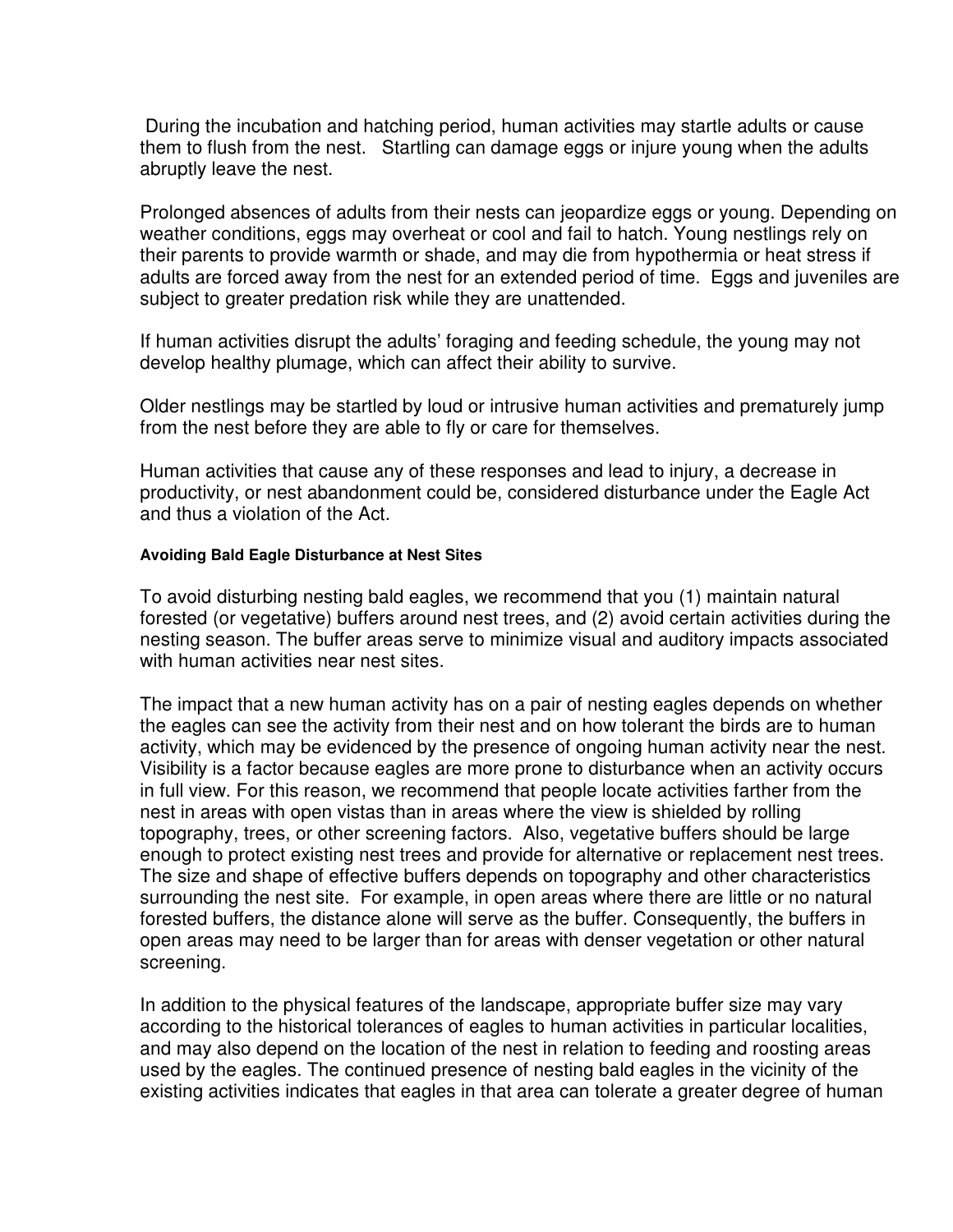During the incubation and hatching period, human activities may startle adults or cause them to flush from the nest. Startling can damage eggs or injure young when the adults abruptly leave the nest.

Prolonged absences of adults from their nests can jeopardize eggs or young. Depending on weather conditions, eggs may overheat or cool and fail to hatch. Young nestlings rely on their parents to provide warmth or shade, and may die from hypothermia or heat stress if adults are forced away from the nest for an extended period of time. Eggs and juveniles are subject to greater predation risk while they are unattended.

If human activities disrupt the adults' foraging and feeding schedule, the young may not develop healthy plumage, which can affect their ability to survive.

Older nestlings may be startled by loud or intrusive human activities and prematurely jump from the nest before they are able to fly or care for themselves.

Human activities that cause any of these responses and lead to injury, a decrease in productivity, or nest abandonment could be, considered disturbance under the Eagle Act and thus a violation of the Act.

#### Avoiding Bald Eagle Disturbance at Nest Sites

To avoid disturbing nesting bald eagles, we recommend that you (1) maintain natural forested (or vegetative) buffers around nest trees, and (2) avoid certain activities during the nesting season. The buffer areas serve to minimize visual and auditory impacts associated with human activities near nest sites.

The impact that a new human activity has on a pair of nesting eagles depends on whether the eagles can see the activity from their nest and on how tolerant the birds are to human activity, which may be evidenced by the presence of ongoing human activity near the nest. Visibility is a factor because eagles are more prone to disturbance when an activity occurs in full view. For this reason, we recommend that people locate activities farther from the nest in areas with open vistas than in areas where the view is shielded by rolling topography, trees, or other screening factors. Also, vegetative buffers should be large enough to protect existing nest trees and provide for alternative or replacement nest trees. The size and shape of effective buffers depends on topography and other characteristics surrounding the nest site. For example, in open areas where there are little or no natural forested buffers, the distance alone will serve as the buffer. Consequently, the buffers in open areas may need to be larger than for areas with denser vegetation or other natural screening.

In addition to the physical features of the landscape, appropriate buffer size may vary according to the historical tolerances of eagles to human activities in particular localities, and may also depend on the location of the nest in relation to feeding and roosting areas used by the eagles. The continued presence of nesting bald eagles in the vicinity of the existing activities indicates that eagles in that area can tolerate a greater degree of human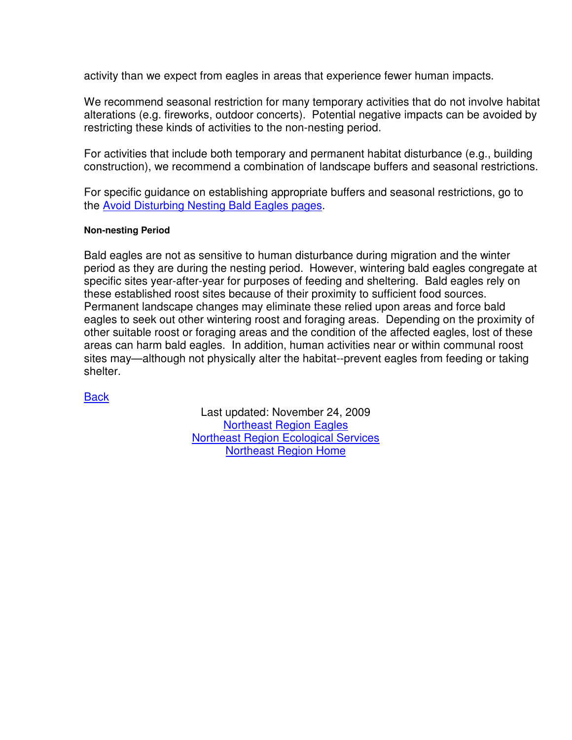activity than we expect from eagles in areas that experience fewer human impacts.

We recommend seasonal restriction for many temporary activities that do not involve habitat alterations (e.g. fireworks, outdoor concerts). Potential negative impacts can be avoided by restricting these kinds of activities to the non-nesting period.

For activities that include both temporary and permanent habitat disturbance (e.g., building construction), we recommend a combination of landscape buffers and seasonal restrictions.

For specific guidance on establishing appropriate buffers and seasonal restrictions, go to the [Avoid Disturbing Nesting Bald Eagles pages](#).

#### Non-nesting Period

Bald eagles are not as sensitive to human disturbance during migration and the winter period as they are during the nesting period. However, wintering bald eagles congregate at specific sites year-after-year for purposes of feeding and sheltering. Bald eagles rely on these established roost sites because of their proximity to sufficient food sources. Permanent landscape changes may eliminate these relied upon areas and force bald eagles to seek out other wintering roost and foraging areas. Depending on the proximity of other suitable roost or foraging areas and the condition of the affected eagles, lost of these areas can harm bald eagles. In addition, human activities near or within communal roost sites may—although not physically alter the habitat--prevent eagles from feeding or taking shelter.

[Back](#)

Last updated: November 24, 2009
[Northeast Region Eagles](#)
[Northeast Region Ecological Services](#)
[Northeast Region Home](#)